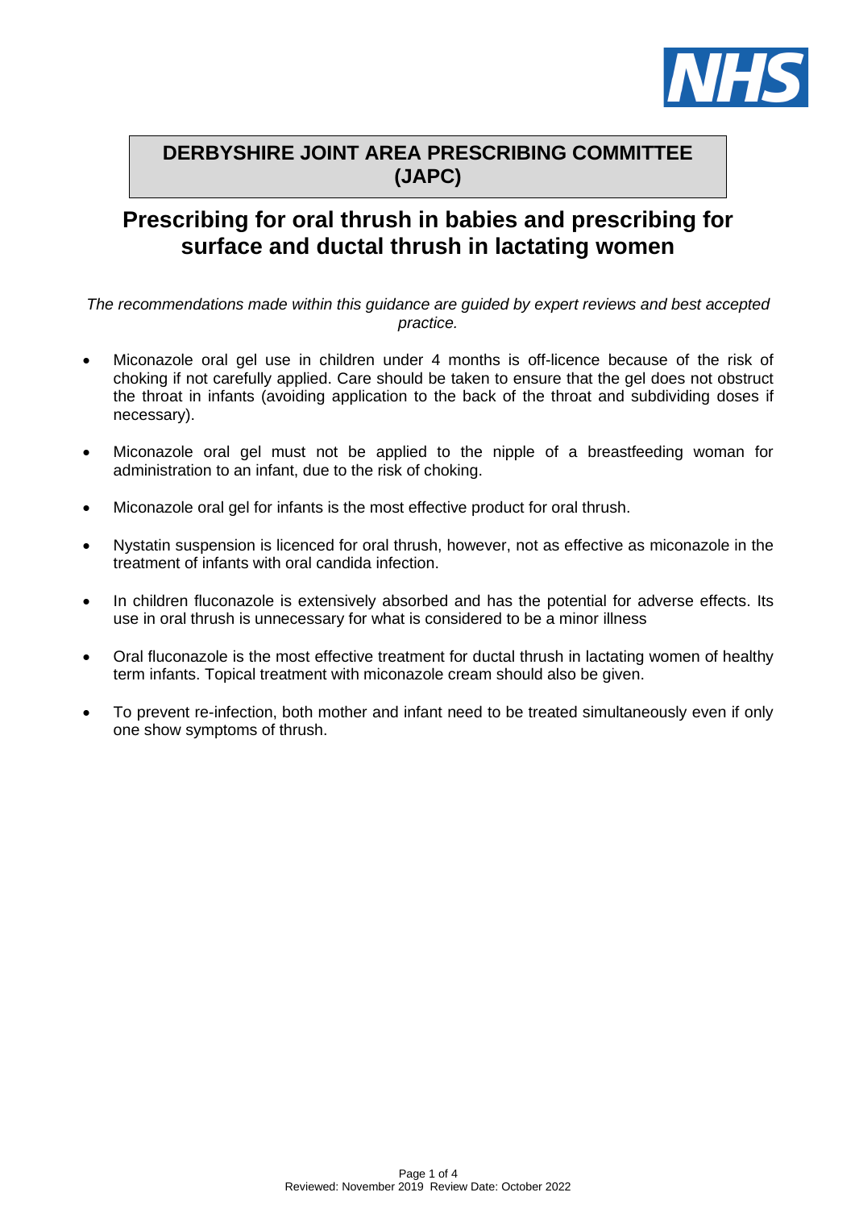**DERBYSHIRE JOINT AREA PRESCRIBING COMMITTEE (JAPC)**

# Prescribing for oral thrush in babies and prescribing for surface and ductal thrush in lactating women

*The recommendations made within this guidance are guided by expert reviews and best accepted practice.*

- Miconazole oral gel use in children under 4 months is off-licence because of the risk of choking if not carefully applied. Care should be taken to ensure that the gel does not obstruct the throat in infants (avoiding application to the back of the throat and subdividing doses if necessary).
- Miconazole oral gel must not be applied to the nipple of a breastfeeding woman for administration to an infant, due to the risk of choking.
- Miconazole oral gel for infants is the most effective product for oral thrush.
- Nystatin suspension is licenced for oral thrush, however, not as effective as miconazole in the treatment of infants with oral candida infection.
- In children fluconazole is extensively absorbed and has the potential for adverse effects. Its use in oral thrush is unnecessary for what is considered to be a minor illness
- Oral fluconazole is the most effective treatment for ductal thrush in lactating women of healthy term infants. Topical treatment with miconazole cream should also be given.
- To prevent re-infection, both mother and infant need to be treated simultaneously even if only one show symptoms of thrush.

Reviewed: November 2019 Review Date: October 2022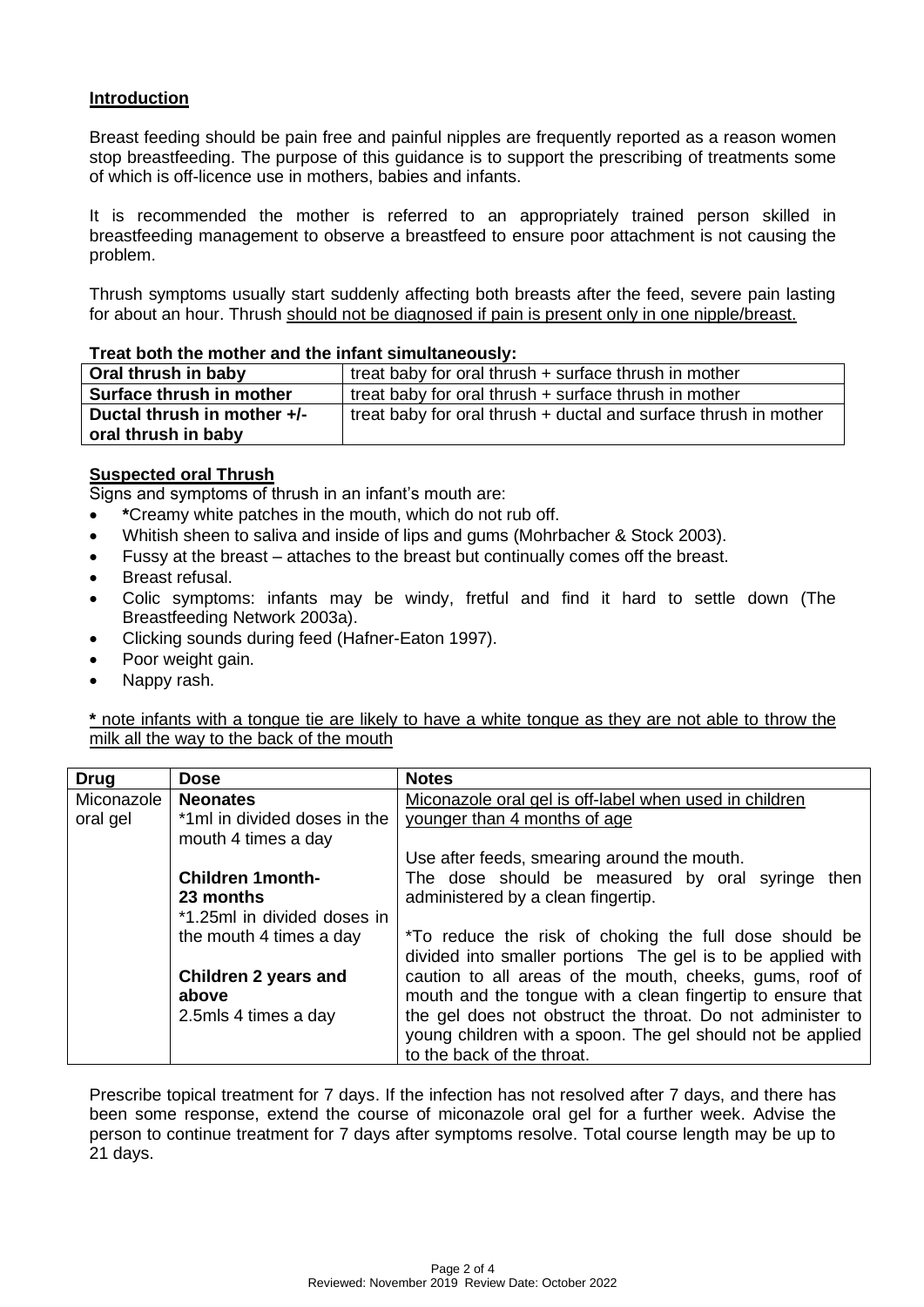## Introduction

Breast feeding should be pain free and painful nipples are frequently reported as a reason women stop breastfeeding. The purpose of this guidance is to support the prescribing of treatments some of which is off-licence use in mothers, babies and infants.

It is recommended the mother is referred to an appropriately trained person skilled in breastfeeding management to observe a breastfeed to ensure poor attachment is not causing the problem.

Thrush symptoms usually start suddenly affecting both breasts after the feed, severe pain lasting for about an hour. Thrush should not be diagnosed if pain is present only in one nipple/breast.

**Treat both the mother and the infant simultaneously:**

| | |
|---|---|
| **Oral thrush in baby** | treat baby for oral thrush + surface thrush in mother |
| **Surface thrush in mother** | treat baby for oral thrush + surface thrush in mother |
| **Ductal thrush in mother +/- oral thrush in baby** | treat baby for oral thrush + ductal and surface thrush in mother |

## Suspected oral Thrush

Signs and symptoms of thrush in an infant's mouth are:

- **\***Creamy white patches in the mouth, which do not rub off.
- Whitish sheen to saliva and inside of lips and gums (Mohrbacher & Stock 2003).
- Fussy at the breast – attaches to the breast but continually comes off the breast.
- Breast refusal.
- Colic symptoms: infants may be windy, fretful and find it hard to settle down (The Breastfeeding Network 2003a).
- Clicking sounds during feed (Hafner-Eaton 1997).
- Poor weight gain.
- Nappy rash.

**\*** note infants with a tongue tie are likely to have a white tongue as they are not able to throw the milk all the way to the back of the mouth

| Drug | Dose | Notes |
|---|---|---|
| Miconazole oral gel | **Neonates**<br>*1ml in divided doses in the mouth 4 times a day<br><br>**Children 1month-23 months**<br>*1.25ml in divided doses in the mouth 4 times a day<br><br>**Children 2 years and above**<br>2.5mls 4 times a day | Miconazole oral gel is off-label when used in children younger than 4 months of age<br><br>Use after feeds, smearing around the mouth.<br>The dose should be measured by oral syringe then administered by a clean fingertip.<br><br>*To reduce the risk of choking the full dose should be divided into smaller portions The gel is to be applied with caution to all areas of the mouth, cheeks, gums, roof of mouth and the tongue with a clean fingertip to ensure that the gel does not obstruct the throat. Do not administer to young children with a spoon. The gel should not be applied to the back of the throat. |

Prescribe topical treatment for 7 days. If the infection has not resolved after 7 days, and there has been some response, extend the course of miconazole oral gel for a further week. Advise the person to continue treatment for 7 days after symptoms resolve. Total course length may be up to 21 days.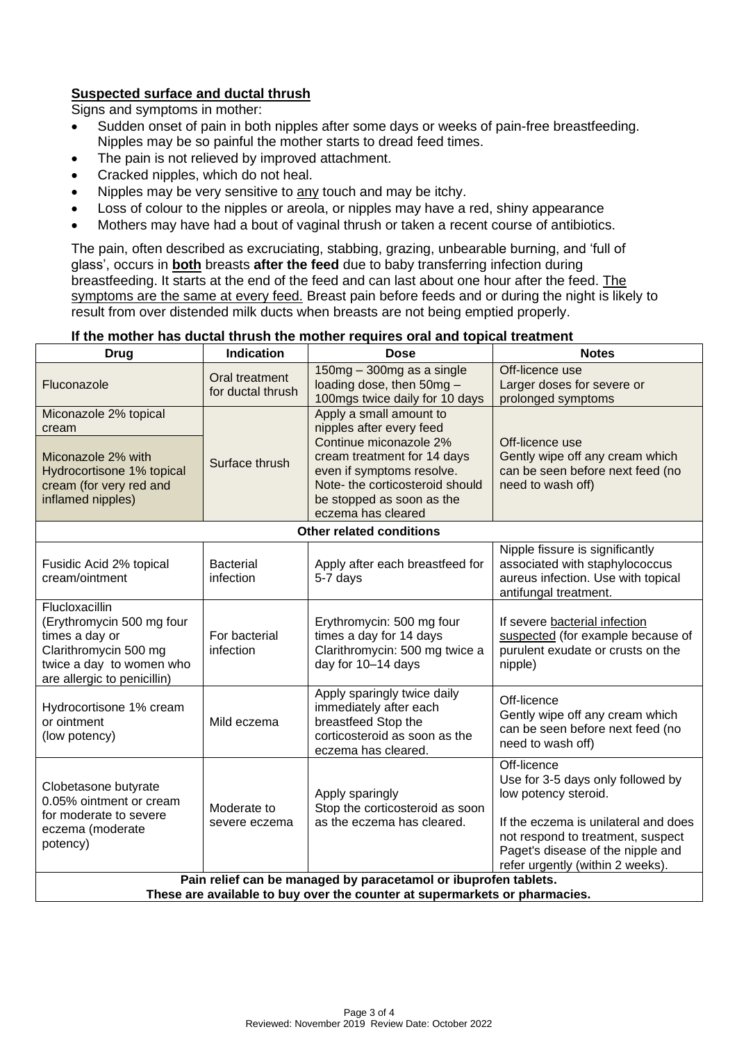## Suspected surface and ductal thrush

Signs and symptoms in mother:

- Sudden onset of pain in both nipples after some days or weeks of pain-free breastfeeding. Nipples may be so painful the mother starts to dread feed times.
- The pain is not relieved by improved attachment.
- Cracked nipples, which do not heal.
- Nipples may be very sensitive to any touch and may be itchy.
- Loss of colour to the nipples or areola, or nipples may have a red, shiny appearance
- Mothers may have had a bout of vaginal thrush or taken a recent course of antibiotics.

The pain, often described as excruciating, stabbing, grazing, unbearable burning, and 'full of glass', occurs in **both** breasts **after the feed** due to baby transferring infection during breastfeeding. It starts at the end of the feed and can last about one hour after the feed. The symptoms are the same at every feed. Breast pain before feeds and or during the night is likely to result from over distended milk ducts when breasts are not being emptied properly.

**If the mother has ductal thrush the mother requires oral and topical treatment**

| Drug | Indication | Dose | Notes |
|---|---|---|---|
| Fluconazole | Oral treatment for ductal thrush | 150mg – 300mg as a single loading dose, then 50mg – 100mgs twice daily for 10 days | Off-licence use<br>Larger doses for severe or prolonged symptoms |
| Miconazole 2% topical cream | Surface thrush | Apply a small amount to nipples after every feed<br>Continue miconazole 2% cream treatment for 14 days even if symptoms resolve.<br>Note- the corticosteroid should be stopped as soon as the eczema has cleared | Off-licence use<br>Gently wipe off any cream which can be seen before next feed (no need to wash off) |
| Miconazole 2% with Hydrocortisone 1% topical cream (for very red and inflamed nipples) | | | |
| **Other related conditions** | | | |
| Fusidic Acid 2% topical cream/ointment | Bacterial infection | Apply after each breastfeed for 5-7 days | Nipple fissure is significantly associated with staphylococcus aureus infection. Use with topical antifungal treatment. |
| Flucloxacillin (Erythromycin 500 mg four times a day or Clarithromycin 500 mg twice a day to women who are allergic to penicillin) | For bacterial infection | Erythromycin: 500 mg four times a day for 14 days<br>Clarithromycin: 500 mg twice a day for 10–14 days | If severe bacterial infection suspected (for example because of purulent exudate or crusts on the nipple) |
| Hydrocortisone 1% cream or ointment (low potency) | Mild eczema | Apply sparingly twice daily immediately after each breastfeed Stop the corticosteroid as soon as the eczema has cleared. | Off-licence<br>Gently wipe off any cream which can be seen before next feed (no need to wash off) |
| Clobetasone butyrate 0.05% ointment or cream for moderate to severe eczema (moderate potency) | Moderate to severe eczema | Apply sparingly<br>Stop the corticosteroid as soon as the eczema has cleared. | Off-licence<br>Use for 3-5 days only followed by low potency steroid.<br><br>If the eczema is unilateral and does not respond to treatment, suspect Paget's disease of the nipple and refer urgently (within 2 weeks). |
| **Pain relief can be managed by paracetamol or ibuprofen tablets. These are available to buy over the counter at supermarkets or pharmacies.** | | | |

Reviewed: November 2019 Review Date: October 2022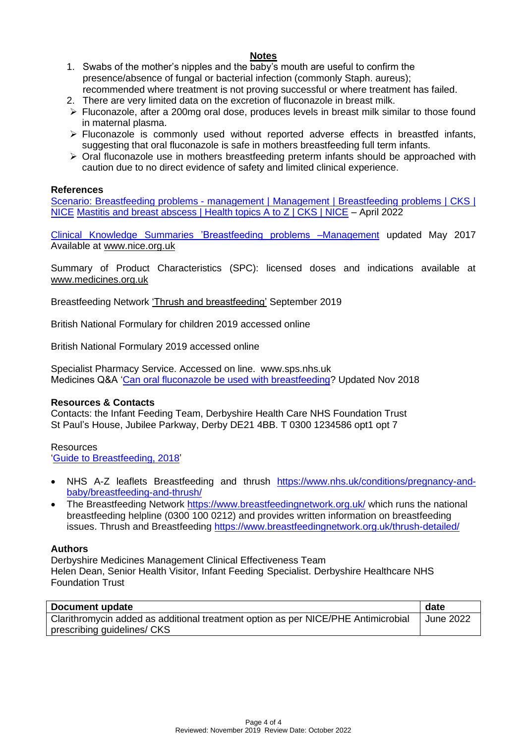## Notes

1. Swabs of the mother's nipples and the baby's mouth are useful to confirm the presence/absence of fungal or bacterial infection (commonly Staph. aureus); recommended where treatment is not proving successful or where treatment has failed.
2. There are very limited data on the excretion of fluconazole in breast milk.

- Fluconazole, after a 200mg oral dose, produces levels in breast milk similar to those found in maternal plasma.
- Fluconazole is commonly used without reported adverse effects in breastfed infants, suggesting that oral fluconazole is safe in mothers breastfeeding full term infants.
- Oral fluconazole use in mothers breastfeeding preterm infants should be approached with caution due to no direct evidence of safety and limited clinical experience.

**References**

Scenario: Breastfeeding problems - management | Management | Breastfeeding problems | CKS | NICE Mastitis and breast abscess | Health topics A to Z | CKS | NICE – April 2022

Clinical Knowledge Summaries 'Breastfeeding problems –Management updated May 2017 Available at www.nice.org.uk

Summary of Product Characteristics (SPC): licensed doses and indications available at www.medicines.org.uk

Breastfeeding Network 'Thrush and breastfeeding' September 2019

British National Formulary for children 2019 accessed online

British National Formulary 2019 accessed online

Specialist Pharmacy Service. Accessed on line. www.sps.nhs.uk
Medicines Q&A 'Can oral fluconazole be used with breastfeeding? Updated Nov 2018

**Resources & Contacts**

Contacts: the Infant Feeding Team, Derbyshire Health Care NHS Foundation Trust
St Paul's House, Jubilee Parkway, Derby DE21 4BB. T 0300 1234586 opt1 opt 7

Resources
'Guide to Breastfeeding, 2018'

- NHS A-Z leaflets Breastfeeding and thrush https://www.nhs.uk/conditions/pregnancy-and-baby/breastfeeding-and-thrush/
- The Breastfeeding Network https://www.breastfeedingnetwork.org.uk/ which runs the national breastfeeding helpline (0300 100 0212) and provides written information on breastfeeding issues. Thrush and Breastfeeding https://www.breastfeedingnetwork.org.uk/thrush-detailed/

**Authors**

Derbyshire Medicines Management Clinical Effectiveness Team
Helen Dean, Senior Health Visitor, Infant Feeding Specialist. Derbyshire Healthcare NHS Foundation Trust

| Document update | date |
|---|---|
| Clarithromycin added as additional treatment option as per NICE/PHE Antimicrobial prescribing guidelines/ CKS | June 2022 |

Reviewed: November 2019 Review Date: October 2022